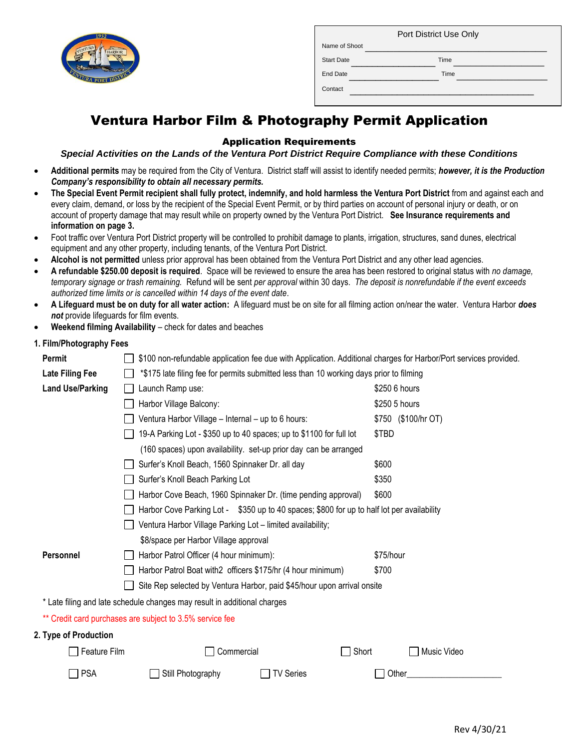| Port District Use Only | | | |
|---|---|---|---|
| Name of Shoot | | | |
| Start Date | | Time | |
| End Date | | Time | |
| Contact | | | |

# Ventura Harbor Film & Photography Permit Application

## Application Requirements

***Special Activities on the Lands of the Ventura Port District Require Compliance with these Conditions***

- **Additional permits** may be required from the City of Ventura. District staff will assist to identify needed permits; ***however, it is the Production Company's responsibility to obtain all necessary permits.***
- **The Special Event Permit recipient shall fully protect, indemnify, and hold harmless the Ventura Port District** from and against each and every claim, demand, or loss by the recipient of the Special Event Permit, or by third parties on account of personal injury or death, or on account of property damage that may result while on property owned by the Ventura Port District. **See Insurance requirements and information on page 3.**
- Foot traffic over Ventura Port District property will be controlled to prohibit damage to plants, irrigation, structures, sand dunes, electrical equipment and any other property, including tenants, of the Ventura Port District.
- **Alcohol is not permitted** unless prior approval has been obtained from the Ventura Port District and any other lead agencies.
- **A refundable $250.00 deposit is required**. Space will be reviewed to ensure the area has been restored to original status with *no damage, temporary signage or trash remaining.* Refund will be sent *per approval* within 30 days. *The deposit is nonrefundable if the event exceeds authorized time limits or is cancelled within 14 days of the event date*.
- **A Lifeguard must be on duty for all water action:** A lifeguard must be on site for all filming action on/near the water. Ventura Harbor ***does not*** provide lifeguards for film events.
- **Weekend filming Availability** – check for dates and beaches

### 1. Film/Photography Fees

| | | |
|---|---|---|
| **Permit** | ☐ $100 non-refundable application fee due with Application. Additional charges for Harbor/Port services provided. | |
| **Late Filing Fee** | ☐ *$175 late filing fee for permits submitted less than 10 working days prior to filming | |
| **Land Use/Parking** | ☐ Launch Ramp use: | $250 6 hours |
| | ☐ Harbor Village Balcony: | $250 5 hours |
| | ☐ Ventura Harbor Village – Internal – up to 6 hours: | $750 ($100/hr OT) |
| | ☐ 19-A Parking Lot - $350 up to 40 spaces; up to $1100 for full lot (160 spaces) upon availability. set-up prior day can be arranged | $TBD |
| | ☐ Surfer's Knoll Beach, 1560 Spinnaker Dr. all day | $600 |
| | ☐ Surfer's Knoll Beach Parking Lot | $350 |
| | ☐ Harbor Cove Beach, 1960 Spinnaker Dr. (time pending approval) | $600 |
| | ☐ Harbor Cove Parking Lot - $350 up to 40 spaces; $800 for up to half lot per availability | |
| | ☐ Ventura Harbor Village Parking Lot – limited availability; $8/space per Harbor Village approval | |
| **Personnel** | ☐ Harbor Patrol Officer (4 hour minimum): | $75/hour |
| | ☐ Harbor Patrol Boat with2 officers $175/hr (4 hour minimum) | $700 |
| | ☐ Site Rep selected by Ventura Harbor, paid $45/hour upon arrival onsite | |

\* Late filing and late schedule changes may result in additional charges

** Credit card purchases are subject to 3.5% service fee

### 2. Type of Production

☐ Feature Film ☐ Commercial ☐ Short ☐ Music Video

☐ PSA ☐ Still Photography ☐ TV Series ☐ Other______________________

Rev 4/30/21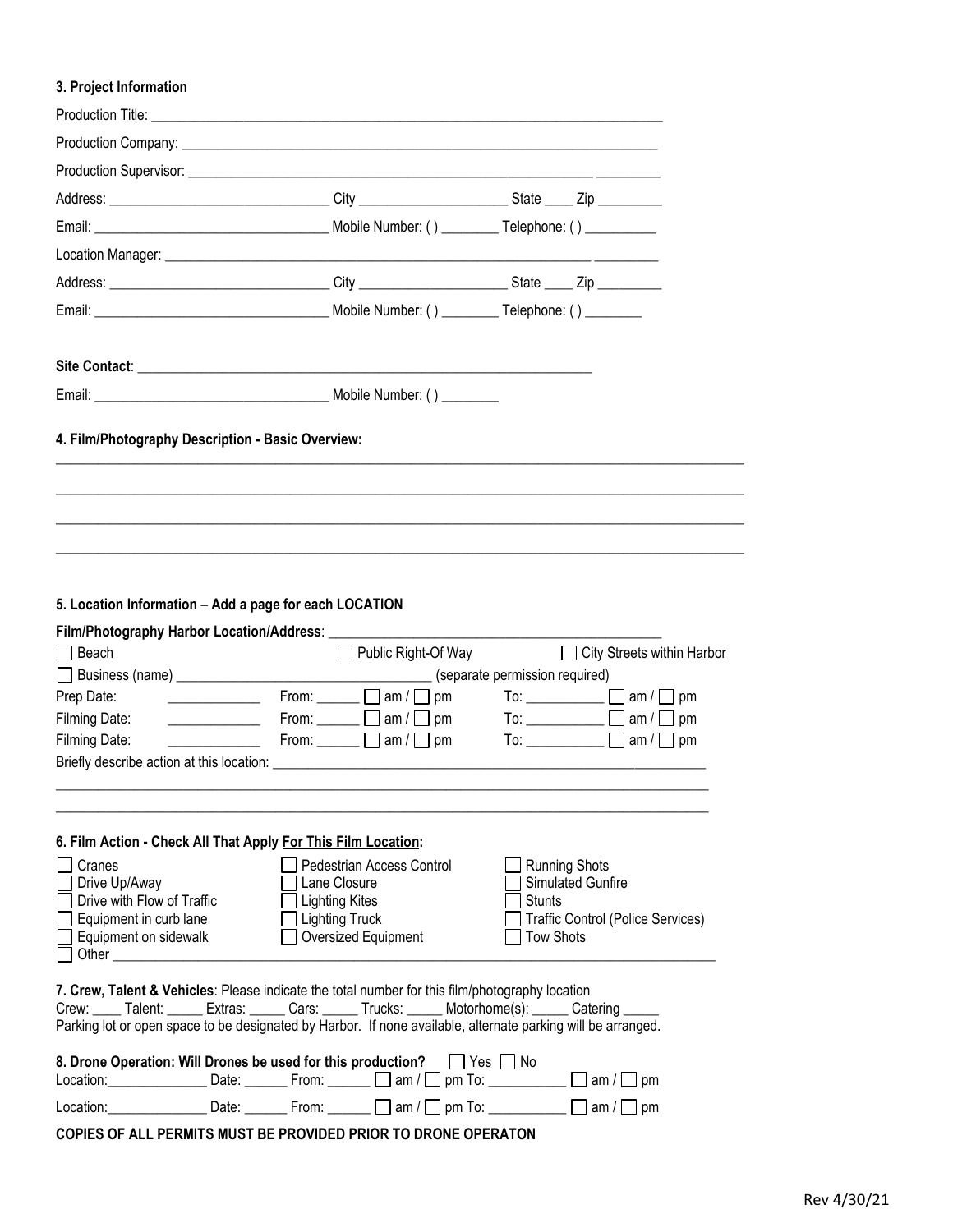### 3. Project Information

Production Title: ______________________________________________________________________

Production Company: ____________________________________________________________________

Production Supervisor: _________________________________________________________ _________

Address: ______________________________ City ____________________ State ____ Zip _________

Email: ________________________________ Mobile Number: ( ) ________ Telephone: ( ) __________

Location Manager: ______________________________________________________________ _________

Address: ______________________________ City ____________________ State ____ Zip _________

Email: ________________________________ Mobile Number: ( ) ________ Telephone: ( ) ________

**Site Contact**: ________________________________________________________________

Email: ________________________________ Mobile Number: ( ) ________

### 4. Film/Photography Description - Basic Overview:

___________________________________________________________________________________________

___________________________________________________________________________________________

___________________________________________________________________________________________

___________________________________________________________________________________________

### 5. Location Information – Add a page for each LOCATION

**Film/Photography Harbor Location/Address**: ____________________________________________

☐ Beach ☐ Public Right-Of Way ☐ City Streets within Harbor

☐ Business (name) __________________________________ (separate permission required)

Prep Date: _____________ From: ______ ☐ am / ☐ pm To: ___________ ☐ am / ☐ pm

Filming Date: _____________ From: ______ ☐ am / ☐ pm To: ___________ ☐ am / ☐ pm

Filming Date: _____________ From: ______ ☐ am / ☐ pm To: ___________ ☐ am / ☐ pm

Briefly describe action at this location: _____________________________________________________

___________________________________________________________________________________________

___________________________________________________________________________________________

### 6. Film Action - Check All That Apply For This Film Location:

☐ Cranes
☐ Drive Up/Away
☐ Drive with Flow of Traffic
☐ Equipment in curb lane
☐ Equipment on sidewalk
☐ Pedestrian Access Control
☐ Lane Closure
☐ Lighting Kites
☐ Lighting Truck
☐ Oversized Equipment
☐ Running Shots
☐ Simulated Gunfire
☐ Stunts
☐ Traffic Control (Police Services)
☐ Tow Shots
☐ Other ___________________________________________________________________________________

**7. Crew, Talent & Vehicles**: Please indicate the total number for this film/photography location

Crew: ____ Talent: _____ Extras: _____ Cars: _____ Trucks: _____ Motorhome(s): _____ Catering _____

Parking lot or open space to be designated by Harbor. If none available, alternate parking will be arranged.

**8. Drone Operation: Will Drones be used for this production?** ☐ Yes ☐ No

Location:______________ Date: ______ From: ______ ☐ am / ☐ pm To: ___________ ☐ am / ☐ pm

Location:______________ Date: ______ From: ______ ☐ am / ☐ pm To: ___________ ☐ am / ☐ pm

**COPIES OF ALL PERMITS MUST BE PROVIDED PRIOR TO DRONE OPERATON**

Rev 4/30/21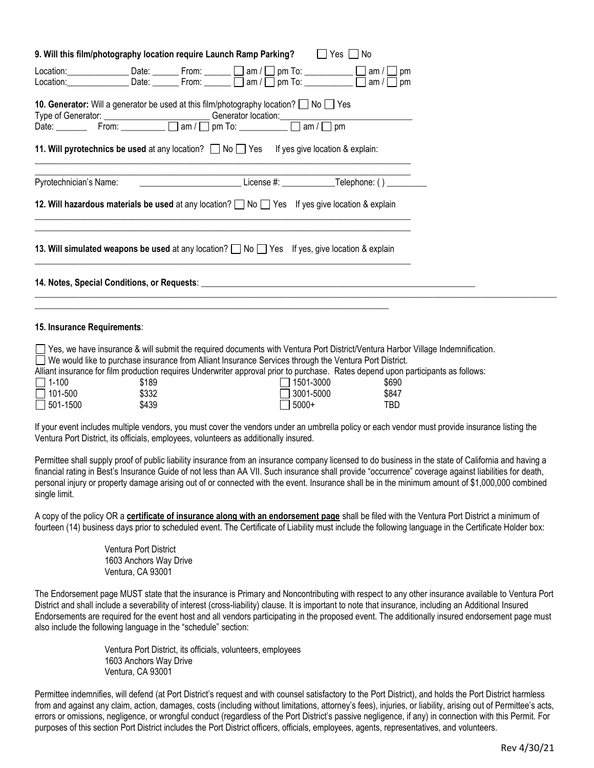**9. Will this film/photography location require Launch Ramp Parking?** ☐ Yes ☐ No

Location:______________ Date: ______ From: ______ ☐ am / ☐ pm To: __________ ☐ am / ☐ pm
Location:______________ Date: ______ From: ______ ☐ am / ☐ pm To: __________ ☐ am / ☐ pm

**10. Generator:** Will a generator be used at this film/photography location? ☐ No ☐ Yes
Type of Generator: ________________________ Generator location:____________________________
Date: _______ From: _________ ☐ am / ☐ pm To: __________ ☐ am / ☐ pm

**11. Will pyrotechnics be used** at any location? ☐ No ☐ Yes If yes give location & explain:

_____________________________________________________________________________________

_____________________________________________________________________________________

Pyrotechnician's Name: ______________________ License #: ___________Telephone: ( ) ________

**12. Will hazardous materials be used** at any location? ☐ No ☐ Yes If yes give location & explain

_____________________________________________________________________________________

_____________________________________________________________________________________

**13. Will simulated weapons be used** at any location? ☐ No ☐ Yes If yes, give location & explain

_____________________________________________________________________________________

**14. Notes, Special Conditions, or Requests**: ____________________________________________________________

_____________________________________________________________________________________

_____________________________________________________________________________________

**15. Insurance Requirements**:

☐ Yes, we have insurance & will submit the required documents with Ventura Port District/Ventura Harbor Village Indemnification.
☐ We would like to purchase insurance from Alliant Insurance Services through the Ventura Port District.
Alliant insurance for film production requires Underwriter approval prior to purchase. Rates depend upon participants as follows:

| | | | |
|---|---|---|---|
| ☐ 1-100 | $189 | ☐ 1501-3000 | $690 |
| ☐ 101-500 | $332 | ☐ 3001-5000 | $847 |
| ☐ 501-1500 | $439 | ☐ 5000+ | TBD |

If your event includes multiple vendors, you must cover the vendors under an umbrella policy or each vendor must provide insurance listing the Ventura Port District, its officials, employees, volunteers as additionally insured.

Permittee shall supply proof of public liability insurance from an insurance company licensed to do business in the state of California and having a financial rating in Best's Insurance Guide of not less than AA VII. Such insurance shall provide "occurrence" coverage against liabilities for death, personal injury or property damage arising out of or connected with the event. Insurance shall be in the minimum amount of $1,000,000 combined single limit.

A copy of the policy OR a **certificate of insurance along with an endorsement page** shall be filed with the Ventura Port District a minimum of fourteen (14) business days prior to scheduled event. The Certificate of Liability must include the following language in the Certificate Holder box:

> Ventura Port District
> 1603 Anchors Way Drive
> Ventura, CA 93001

The Endorsement page MUST state that the insurance is Primary and Noncontributing with respect to any other insurance available to Ventura Port District and shall include a severability of interest (cross-liability) clause. It is important to note that insurance, including an Additional Insured Endorsements are required for the event host and all vendors participating in the proposed event. The additionally insured endorsement page must also include the following language in the "schedule" section:

> Ventura Port District, its officials, volunteers, employees
> 1603 Anchors Way Drive
> Ventura, CA 93001

Permittee indemnifies, will defend (at Port District's request and with counsel satisfactory to the Port District), and holds the Port District harmless from and against any claim, action, damages, costs (including without limitations, attorney's fees), injuries, or liability, arising out of Permittee's acts, errors or omissions, negligence, or wrongful conduct (regardless of the Port District's passive negligence, if any) in connection with this Permit. For purposes of this section Port District includes the Port District officers, officials, employees, agents, representatives, and volunteers.

Rev 4/30/21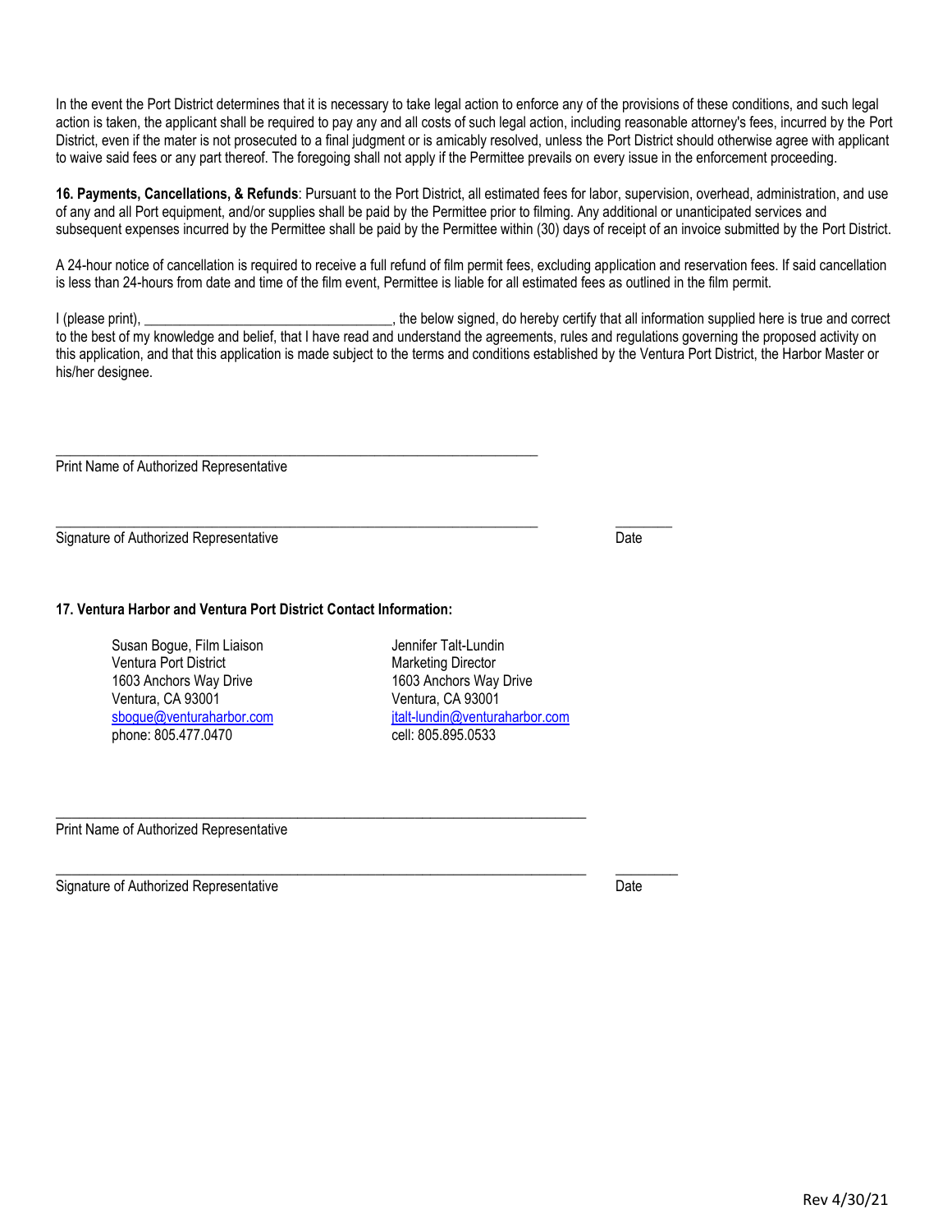In the event the Port District determines that it is necessary to take legal action to enforce any of the provisions of these conditions, and such legal action is taken, the applicant shall be required to pay any and all costs of such legal action, including reasonable attorney's fees, incurred by the Port District, even if the mater is not prosecuted to a final judgment or is amicably resolved, unless the Port District should otherwise agree with applicant to waive said fees or any part thereof. The foregoing shall not apply if the Permittee prevails on every issue in the enforcement proceeding.

**16. Payments, Cancellations, & Refunds**: Pursuant to the Port District, all estimated fees for labor, supervision, overhead, administration, and use of any and all Port equipment, and/or supplies shall be paid by the Permittee prior to filming. Any additional or unanticipated services and subsequent expenses incurred by the Permittee shall be paid by the Permittee within (30) days of receipt of an invoice submitted by the Port District.

A 24-hour notice of cancellation is required to receive a full refund of film permit fees, excluding application and reservation fees. If said cancellation is less than 24-hours from date and time of the film event, Permittee is liable for all estimated fees as outlined in the film permit.

I (please print), ________________________________, the below signed, do hereby certify that all information supplied here is true and correct to the best of my knowledge and belief, that I have read and understand the agreements, rules and regulations governing the proposed activity on this application, and that this application is made subject to the terms and conditions established by the Ventura Port District, the Harbor Master or his/her designee.

_______________________________________________________________

Print Name of Authorized Representative

_______________________________________________________________ ________

Signature of Authorized Representative Date

**17. Ventura Harbor and Ventura Port District Contact Information:**

Susan Bogue, Film Liaison
Ventura Port District
1603 Anchors Way Drive
Ventura, CA 93001
sbogue@venturaharbor.com
phone: 805.477.0470

Jennifer Talt-Lundin
Marketing Director
1603 Anchors Way Drive
Ventura, CA 93001
jtalt-lundin@venturaharbor.com
cell: 805.895.0533

_______________________________________________________________

Print Name of Authorized Representative

_______________________________________________________________ ________

Signature of Authorized Representative Date

Rev 4/30/21